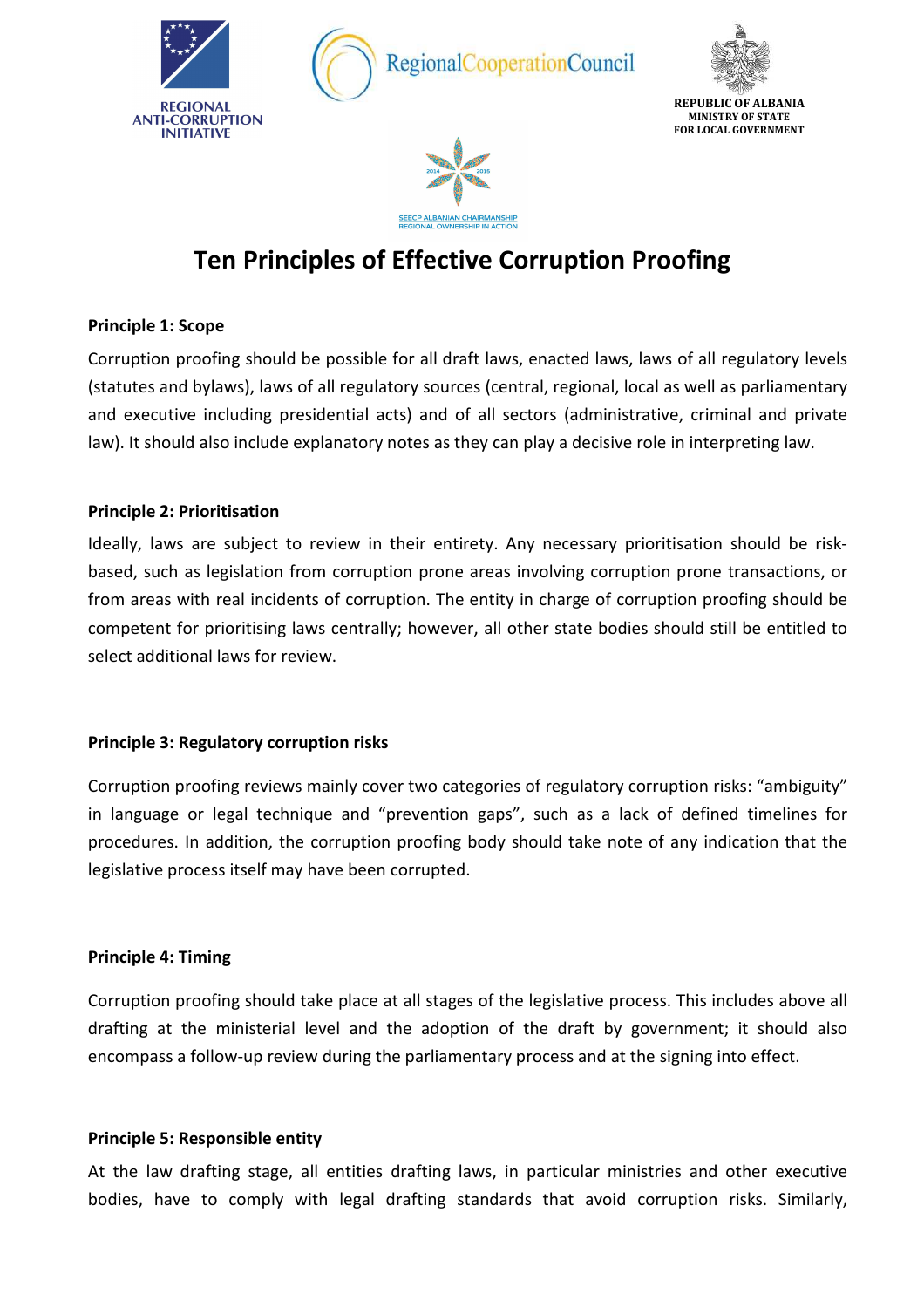REGIONAL ANTI-CORRUPTION INITIATIVE

RegionalCooperationCouncil

REPUBLIC OF ALBANIA
MINISTRY OF STATE
FOR LOCAL GOVERNMENT

SEECP ALBANIAN CHAIRMANSHIP
REGIONAL OWNERSHIP IN ACTION

# Ten Principles of Effective Corruption Proofing

**Principle 1: Scope**

Corruption proofing should be possible for all draft laws, enacted laws, laws of all regulatory levels (statutes and bylaws), laws of all regulatory sources (central, regional, local as well as parliamentary and executive including presidential acts) and of all sectors (administrative, criminal and private law). It should also include explanatory notes as they can play a decisive role in interpreting law.

**Principle 2: Prioritisation**

Ideally, laws are subject to review in their entirety. Any necessary prioritisation should be risk-based, such as legislation from corruption prone areas involving corruption prone transactions, or from areas with real incidents of corruption. The entity in charge of corruption proofing should be competent for prioritising laws centrally; however, all other state bodies should still be entitled to select additional laws for review.

**Principle 3: Regulatory corruption risks**

Corruption proofing reviews mainly cover two categories of regulatory corruption risks: "ambiguity" in language or legal technique and "prevention gaps", such as a lack of defined timelines for procedures. In addition, the corruption proofing body should take note of any indication that the legislative process itself may have been corrupted.

**Principle 4: Timing**

Corruption proofing should take place at all stages of the legislative process. This includes above all drafting at the ministerial level and the adoption of the draft by government; it should also encompass a follow-up review during the parliamentary process and at the signing into effect.

**Principle 5: Responsible entity**

At the law drafting stage, all entities drafting laws, in particular ministries and other executive bodies, have to comply with legal drafting standards that avoid corruption risks. Similarly,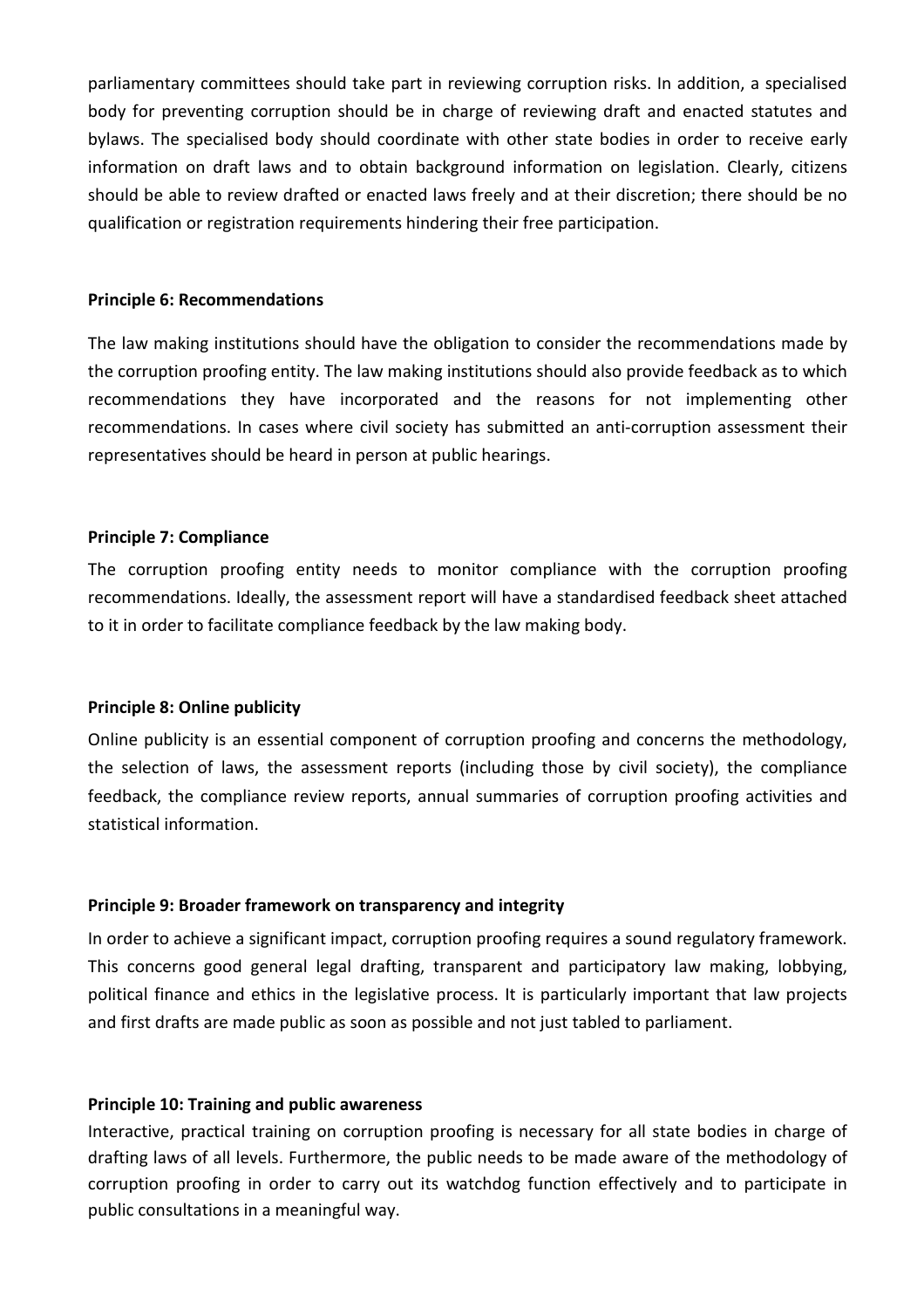parliamentary committees should take part in reviewing corruption risks. In addition, a specialised body for preventing corruption should be in charge of reviewing draft and enacted statutes and bylaws. The specialised body should coordinate with other state bodies in order to receive early information on draft laws and to obtain background information on legislation. Clearly, citizens should be able to review drafted or enacted laws freely and at their discretion; there should be no qualification or registration requirements hindering their free participation.

**Principle 6: Recommendations**

The law making institutions should have the obligation to consider the recommendations made by the corruption proofing entity. The law making institutions should also provide feedback as to which recommendations they have incorporated and the reasons for not implementing other recommendations. In cases where civil society has submitted an anti-corruption assessment their representatives should be heard in person at public hearings.

**Principle 7: Compliance**

The corruption proofing entity needs to monitor compliance with the corruption proofing recommendations. Ideally, the assessment report will have a standardised feedback sheet attached to it in order to facilitate compliance feedback by the law making body.

**Principle 8: Online publicity**

Online publicity is an essential component of corruption proofing and concerns the methodology, the selection of laws, the assessment reports (including those by civil society), the compliance feedback, the compliance review reports, annual summaries of corruption proofing activities and statistical information.

**Principle 9: Broader framework on transparency and integrity**

In order to achieve a significant impact, corruption proofing requires a sound regulatory framework. This concerns good general legal drafting, transparent and participatory law making, lobbying, political finance and ethics in the legislative process. It is particularly important that law projects and first drafts are made public as soon as possible and not just tabled to parliament.

**Principle 10: Training and public awareness**

Interactive, practical training on corruption proofing is necessary for all state bodies in charge of drafting laws of all levels. Furthermore, the public needs to be made aware of the methodology of corruption proofing in order to carry out its watchdog function effectively and to participate in public consultations in a meaningful way.